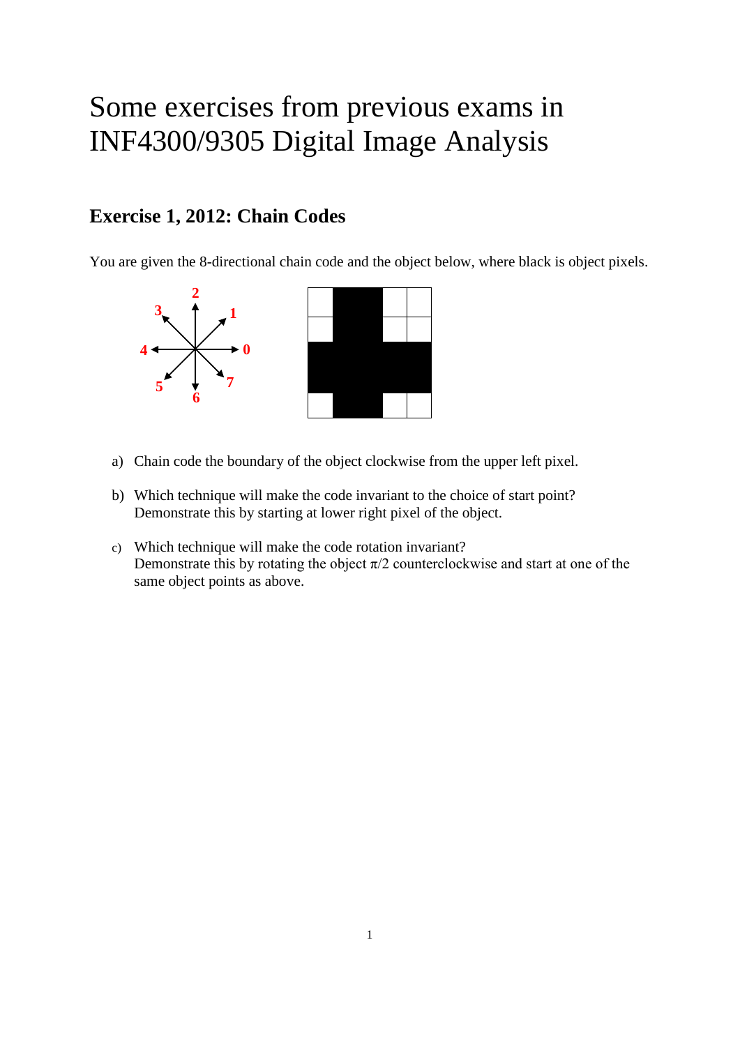# Some exercises from previous exams in INF4300/9305 Digital Image Analysis

## Exercise 1, 2012: Chain Codes

You are given the 8-directional chain code and the object below, where black is object pixels.

a) Chain code the boundary of the object clockwise from the upper left pixel.

b) Which technique will make the code invariant to the choice of start point? Demonstrate this by starting at lower right pixel of the object.

c) Which technique will make the code rotation invariant? Demonstrate this by rotating the object $\pi/2$ counterclockwise and start at one of the same object points as above.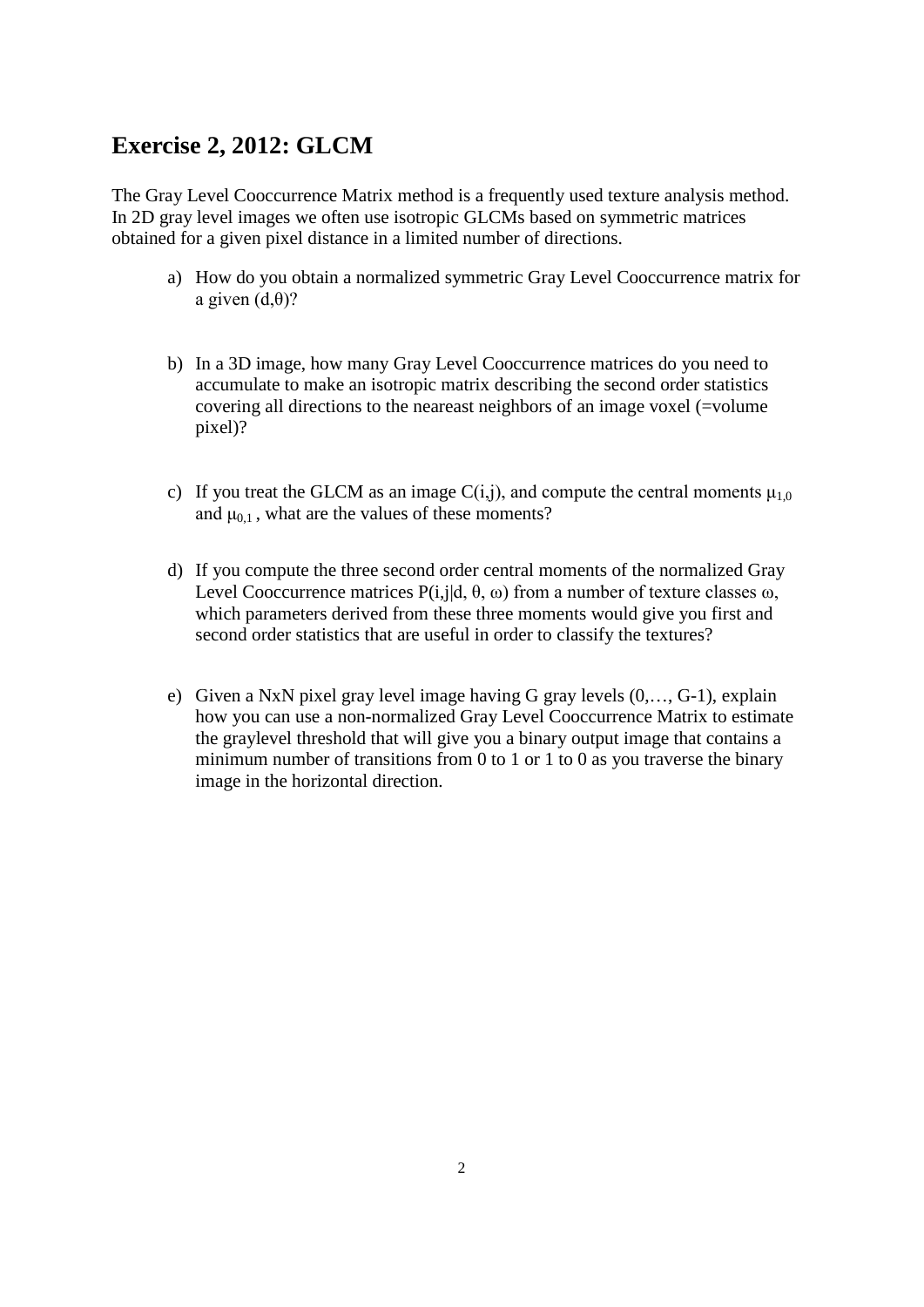## Exercise 2, 2012: GLCM

The Gray Level Cooccurrence Matrix method is a frequently used texture analysis method. In 2D gray level images we often use isotropic GLCMs based on symmetric matrices obtained for a given pixel distance in a limited number of directions.

a) How do you obtain a normalized symmetric Gray Level Cooccurrence matrix for a given $(d,\theta)$?

b) In a 3D image, how many Gray Level Cooccurrence matrices do you need to accumulate to make an isotropic matrix describing the second order statistics covering all directions to the neareast neighbors of an image voxel (=volume pixel)?

c) If you treat the GLCM as an image $C(i,j)$, and compute the central moments $\mu_{1,0}$ and $\mu_{0,1}$ , what are the values of these moments?

d) If you compute the three second order central moments of the normalized Gray Level Cooccurrence matrices $P(i,j|d, \theta, \omega)$ from a number of texture classes $\omega$, which parameters derived from these three moments would give you first and second order statistics that are useful in order to classify the textures?

e) Given a NxN pixel gray level image having G gray levels (0,…, G-1), explain how you can use a non-normalized Gray Level Cooccurrence Matrix to estimate the graylevel threshold that will give you a binary output image that contains a minimum number of transitions from 0 to 1 or 1 to 0 as you traverse the binary image in the horizontal direction.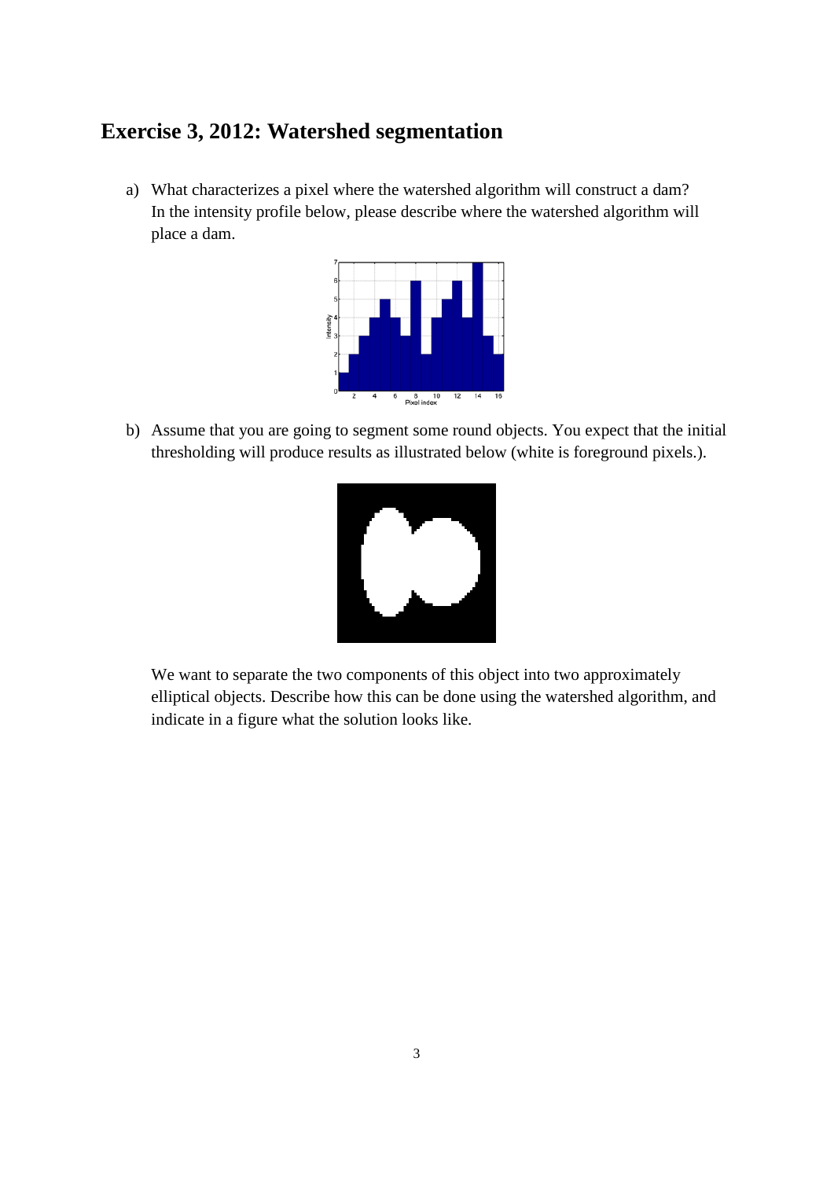## Exercise 3, 2012: Watershed segmentation

a) What characterizes a pixel where the watershed algorithm will construct a dam? In the intensity profile below, please describe where the watershed algorithm will place a dam.

b) Assume that you are going to segment some round objects. You expect that the initial thresholding will produce results as illustrated below (white is foreground pixels.).

We want to separate the two components of this object into two approximately elliptical objects. Describe how this can be done using the watershed algorithm, and indicate in a figure what the solution looks like.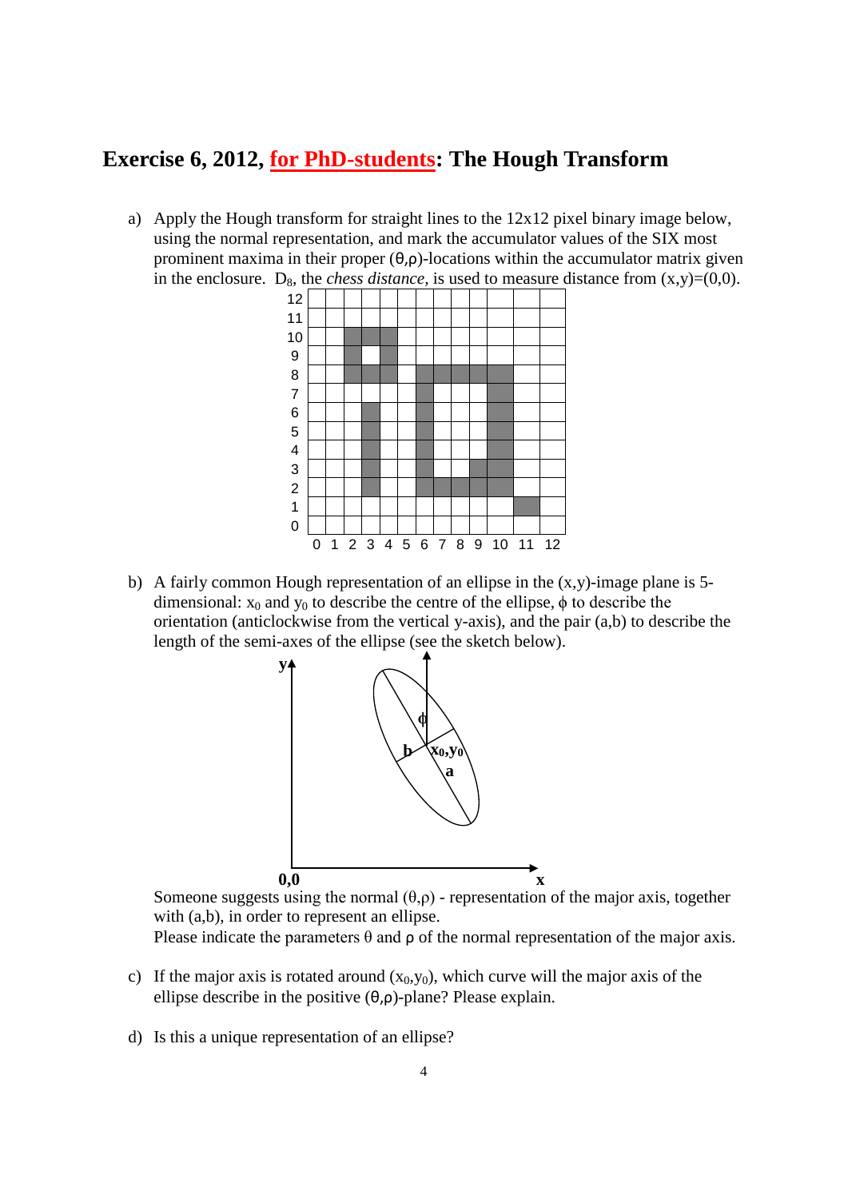## Exercise 6, 2012, for PhD-students: The Hough Transform

a) Apply the Hough transform for straight lines to the 12x12 pixel binary image below, using the normal representation, and mark the accumulator values of the SIX most prominent maxima in their proper (θ,ρ)-locations within the accumulator matrix given in the enclosure. $D_8$, the *chess distance*, is used to measure distance from (x,y)=(0,0).

b) A fairly common Hough representation of an ellipse in the (x,y)-image plane is 5-dimensional: $x_0$ and $y_0$ to describe the centre of the ellipse, ϕ to describe the orientation (anticlockwise from the vertical y-axis), and the pair (a,b) to describe the length of the semi-axes of the ellipse (see the sketch below).

Someone suggests using the normal (θ,ρ) - representation of the major axis, together with (a,b), in order to represent an ellipse.
Please indicate the parameters θ and ρ of the normal representation of the major axis.

c) If the major axis is rotated around $(x_0,y_0)$, which curve will the major axis of the ellipse describe in the positive (θ,ρ)-plane? Please explain.

d) Is this a unique representation of an ellipse?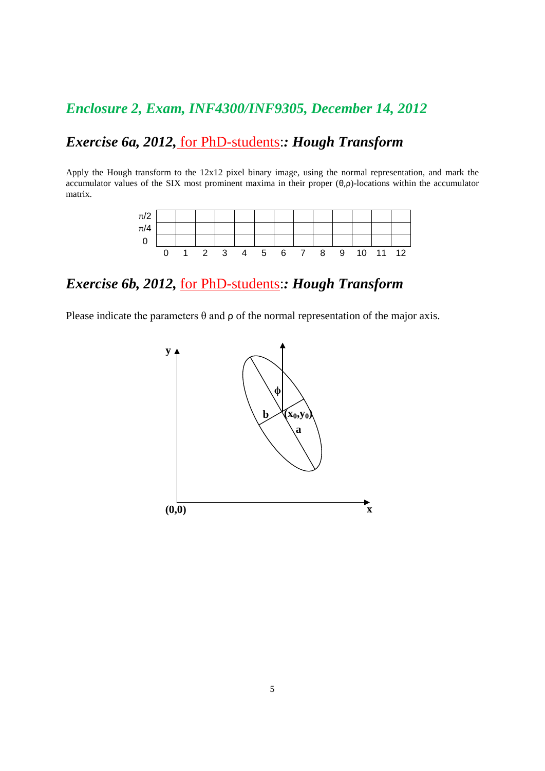## *Enclosure 2, Exam, INF4300/INF9305, December 14, 2012*

## *Exercise 6a, 2012, for PhD-students: Hough Transform*

Apply the Hough transform to the 12x12 pixel binary image, using the normal representation, and mark the accumulator values of the SIX most prominent maxima in their proper ($\theta$,$\rho$)-locations within the accumulator matrix.

| | | | | | | | | | | | | | |
|---|---|---|---|---|---|---|---|---|---|---|---|---|---|
| $\pi/2$ | | | | | | | | | | | | | |
| $\pi/4$ | | | | | | | | | | | | | |
| 0 | | | | | | | | | | | | | |
| | 0 | 1 | 2 | 3 | 4 | 5 | 6 | 7 | 8 | 9 | 10 | 11 | 12 |

## *Exercise 6b, 2012, for PhD-students: Hough Transform*

Please indicate the parameters $\theta$ and $\rho$ of the normal representation of the major axis.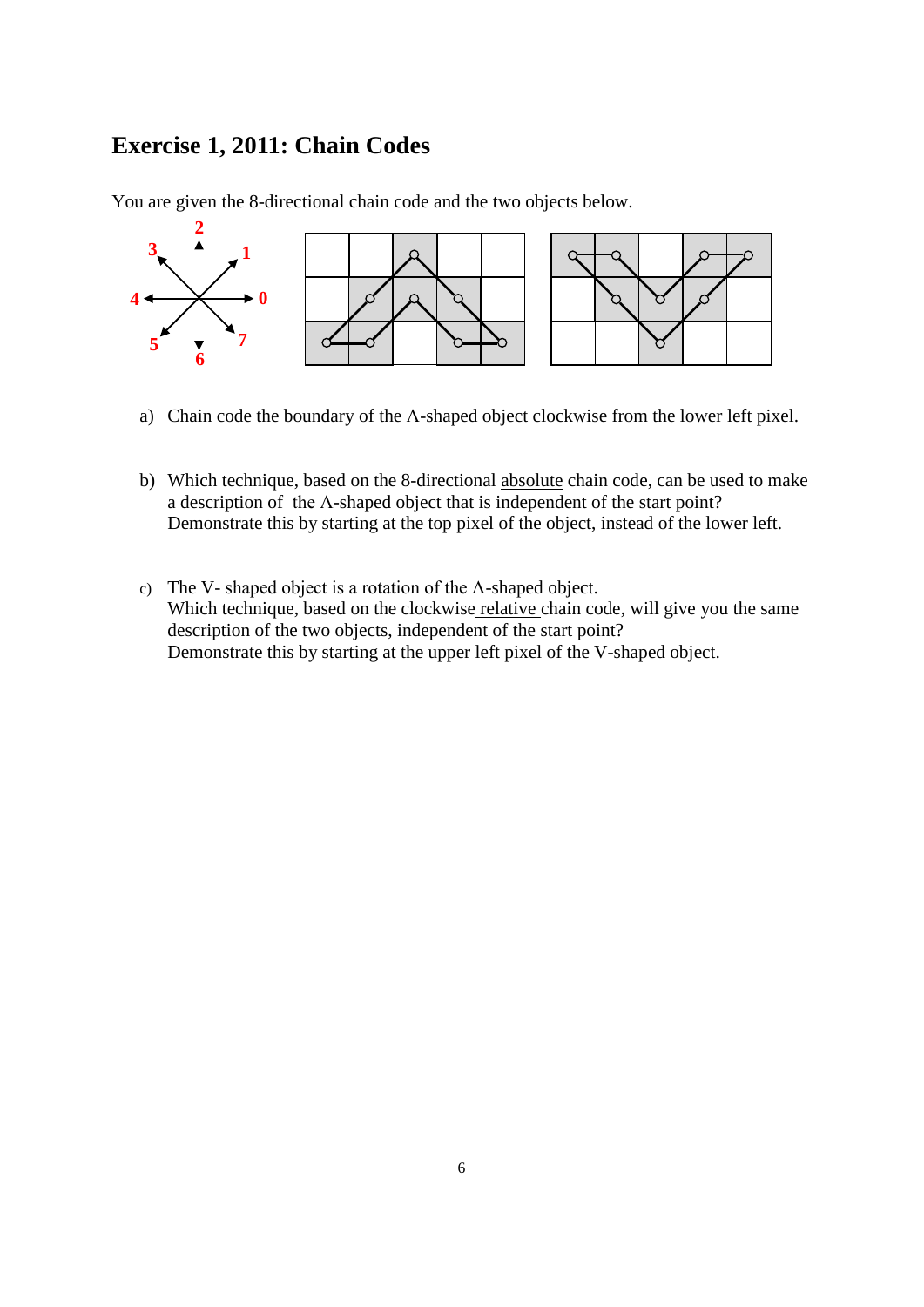## Exercise 1, 2011: Chain Codes

You are given the 8-directional chain code and the two objects below.

a) Chain code the boundary of the Λ-shaped object clockwise from the lower left pixel.

b) Which technique, based on the 8-directional absolute chain code, can be used to make a description of the Λ-shaped object that is independent of the start point?
Demonstrate this by starting at the top pixel of the object, instead of the lower left.

c) The V- shaped object is a rotation of the Λ-shaped object.
Which technique, based on the clockwise relative chain code, will give you the same description of the two objects, independent of the start point?
Demonstrate this by starting at the upper left pixel of the V-shaped object.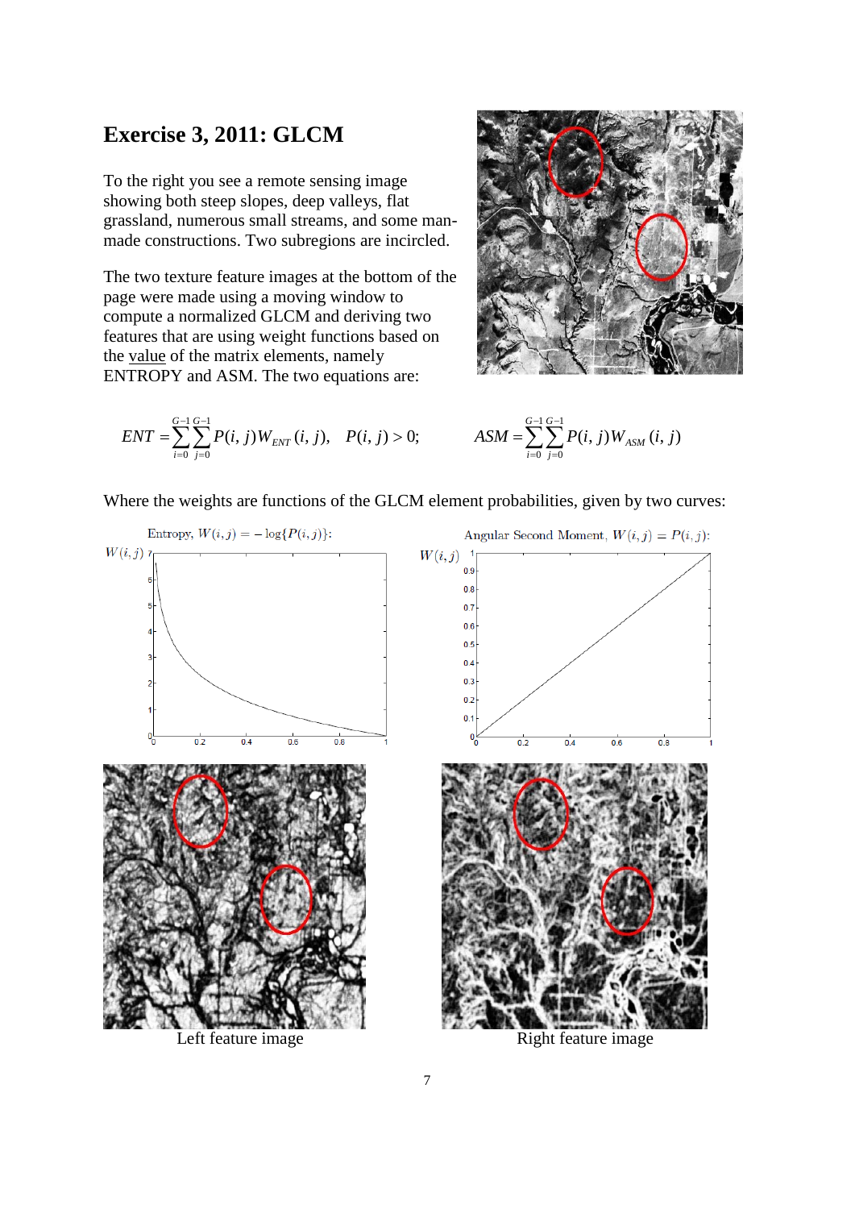## Exercise 3, 2011: GLCM

To the right you see a remote sensing image showing both steep slopes, deep valleys, flat grassland, numerous small streams, and some man-made constructions. Two subregions are incircled.

The two texture feature images at the bottom of the page were made using a moving window to compute a normalized GLCM and deriving two features that are using weight functions based on the value of the matrix elements, namely ENTROPY and ASM. The two equations are:

$$ENT = \sum_{i=0}^{G-1}\sum_{j=0}^{G-1} P(i,j) W_{ENT}(i,j), \quad P(i,j) > 0;$$

$$ASM = \sum_{i=0}^{G-1}\sum_{j=0}^{G-1} P(i,j) W_{ASM}(i,j)$$

Where the weights are functions of the GLCM element probabilities, given by two curves:

Entropy, $W(i,j) = -\log\{P(i,j)\}$:

Angular Second Moment, $W(i,j) = P(i,j)$:

Left feature image

Right feature image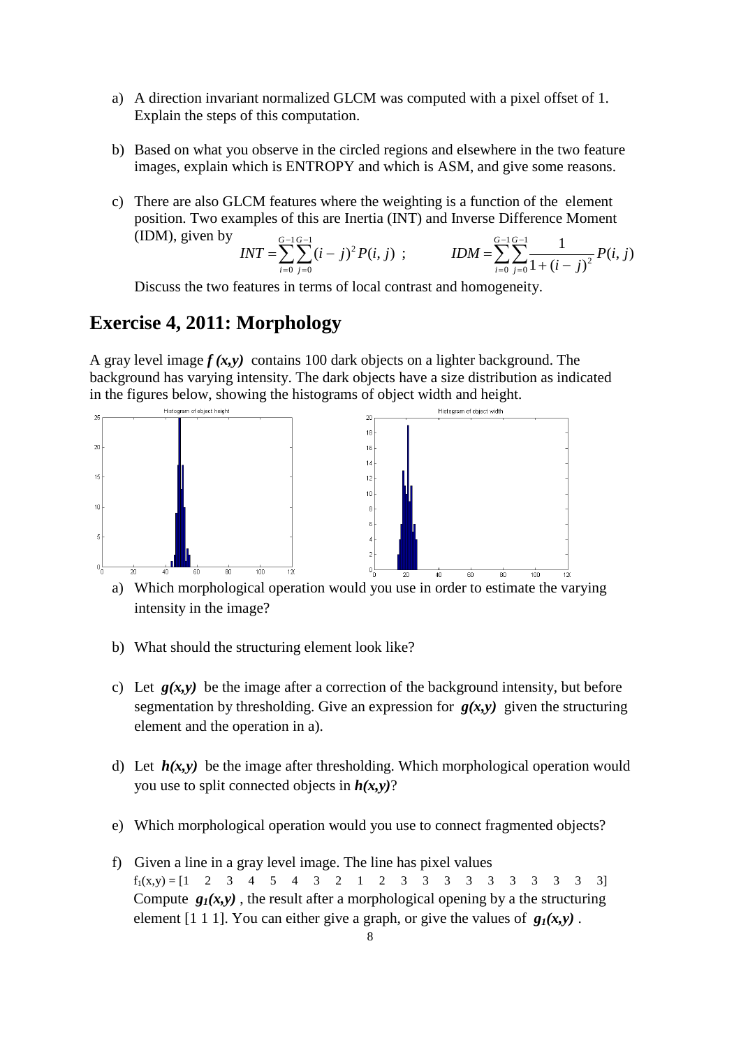a) A direction invariant normalized GLCM was computed with a pixel offset of 1. Explain the steps of this computation.

b) Based on what you observe in the circled regions and elsewhere in the two feature images, explain which is ENTROPY and which is ASM, and give some reasons.

c) There are also GLCM features where the weighting is a function of the element position. Two examples of this are Inertia (INT) and Inverse Difference Moment (IDM), given by

$$INT = \sum_{i=0}^{G-1}\sum_{j=0}^{G-1}(i-j)^2 P(i,j) \; ; \qquad IDM = \sum_{i=0}^{G-1}\sum_{j=0}^{G-1}\frac{1}{1+(i-j)^2}P(i,j)$$

Discuss the two features in terms of local contrast and homogeneity.

## Exercise 4, 2011: Morphology

A gray level image ***f (x,y)*** contains 100 dark objects on a lighter background. The background has varying intensity. The dark objects have a size distribution as indicated in the figures below, showing the histograms of object width and height.

a) Which morphological operation would you use in order to estimate the varying intensity in the image?

b) What should the structuring element look like?

c) Let ***g(x,y)*** be the image after a correction of the background intensity, but before segmentation by thresholding. Give an expression for ***g(x,y)*** given the structuring element and the operation in a).

d) Let ***h(x,y)*** be the image after thresholding. Which morphological operation would you use to split connected objects in ***h(x,y)***?

e) Which morphological operation would you use to connect fragmented objects?

f) Given a line in a gray level image. The line has pixel values
$f_1(x,y)$ = [1 2 3 4 5 4 3 2 1 2 3 3 3 3 3 3 3 3 3 3]
Compute $g_1(x,y)$, the result after a morphological opening by a the structuring element [1 1 1]. You can either give a graph, or give the values of $g_1(x,y)$.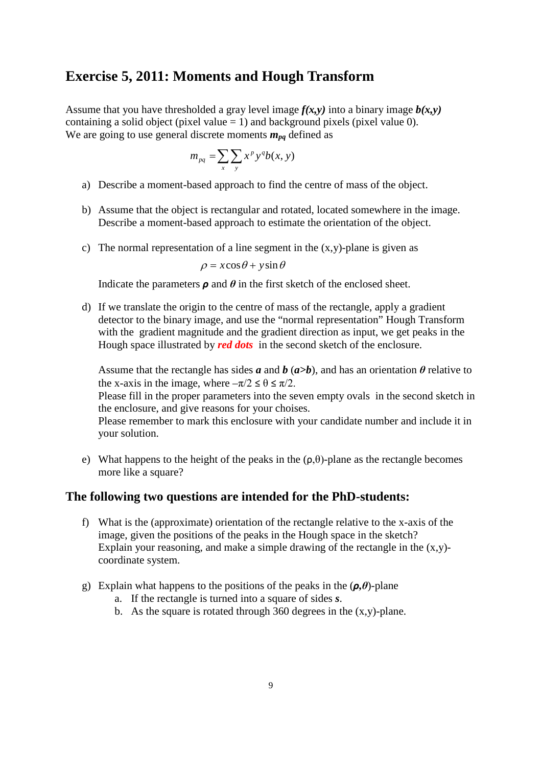## Exercise 5, 2011: Moments and Hough Transform

Assume that you have thresholded a gray level image ***f(x,y)*** into a binary image ***b(x,y)*** containing a solid object (pixel value = 1) and background pixels (pixel value 0). We are going to use general discrete moments $m_{pq}$ defined as

$$m_{pq} = \sum_{x} \sum_{y} x^p y^q b(x, y)$$

a) Describe a moment-based approach to find the centre of mass of the object.

b) Assume that the object is rectangular and rotated, located somewhere in the image. Describe a moment-based approach to estimate the orientation of the object.

c) The normal representation of a line segment in the (x,y)-plane is given as

   $$\rho = x\cos\theta + y\sin\theta$$

   Indicate the parameters $\rho$ and $\theta$ in the first sketch of the enclosed sheet.

d) If we translate the origin to the centre of mass of the rectangle, apply a gradient detector to the binary image, and use the "normal representation" Hough Transform with the gradient magnitude and the gradient direction as input, we get peaks in the Hough space illustrated by ***red dots*** in the second sketch of the enclosure.

   Assume that the rectangle has sides ***a*** and ***b*** (***a>b***), and has an orientation $\theta$ relative to the x-axis in the image, where $-\pi/2 \le \theta \le \pi/2$.
   Please fill in the proper parameters into the seven empty ovals in the second sketch in the enclosure, and give reasons for your choises.
   Please remember to mark this enclosure with your candidate number and include it in your solution.

e) What happens to the height of the peaks in the $(\rho,\theta)$-plane as the rectangle becomes more like a square?

### The following two questions are intended for the PhD-students:

f) What is the (approximate) orientation of the rectangle relative to the x-axis of the image, given the positions of the peaks in the Hough space in the sketch? Explain your reasoning, and make a simple drawing of the rectangle in the (x,y)-coordinate system.

g) Explain what happens to the positions of the peaks in the $(\rho,\theta)$-plane
   a. If the rectangle is turned into a square of sides ***s***.
   b. As the square is rotated through 360 degrees in the (x,y)-plane.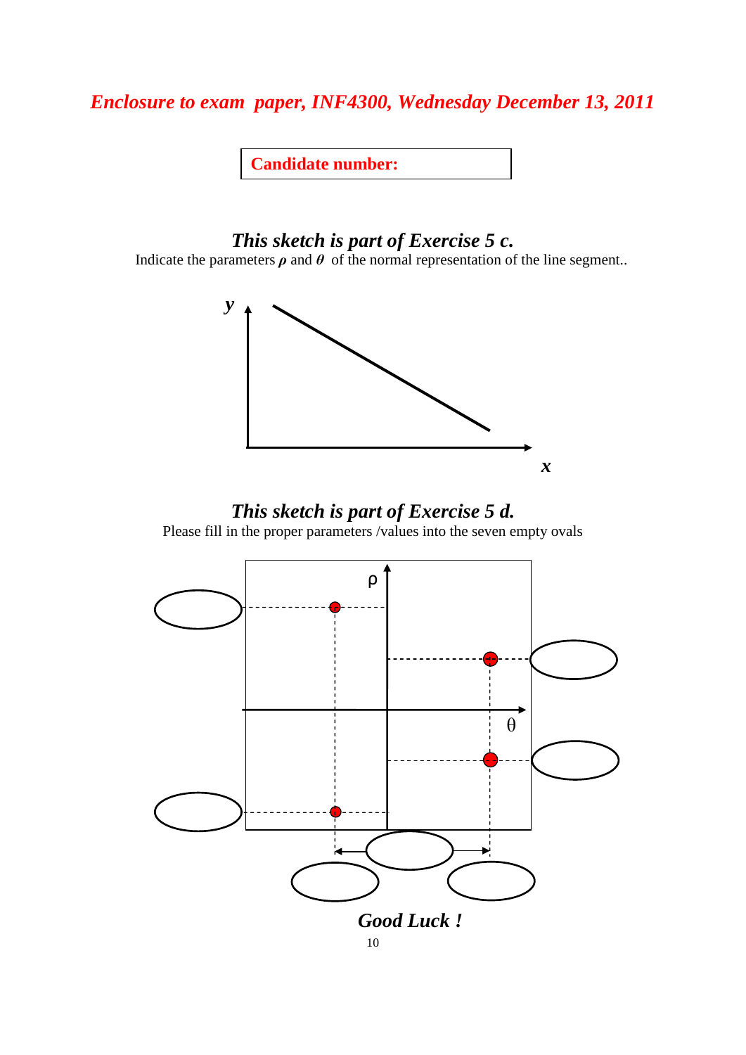*Enclosure to exam paper, INF4300, Wednesday December 13, 2011*

**Candidate number:**

## *This sketch is part of Exercise 5 c.*

Indicate the parameters $\rho$ and $\theta$ of the normal representation of the line segment..

y

x

## *This sketch is part of Exercise 5 d.*

Please fill in the proper parameters /values into the seven empty ovals

ρ

θ

***Good Luck !***